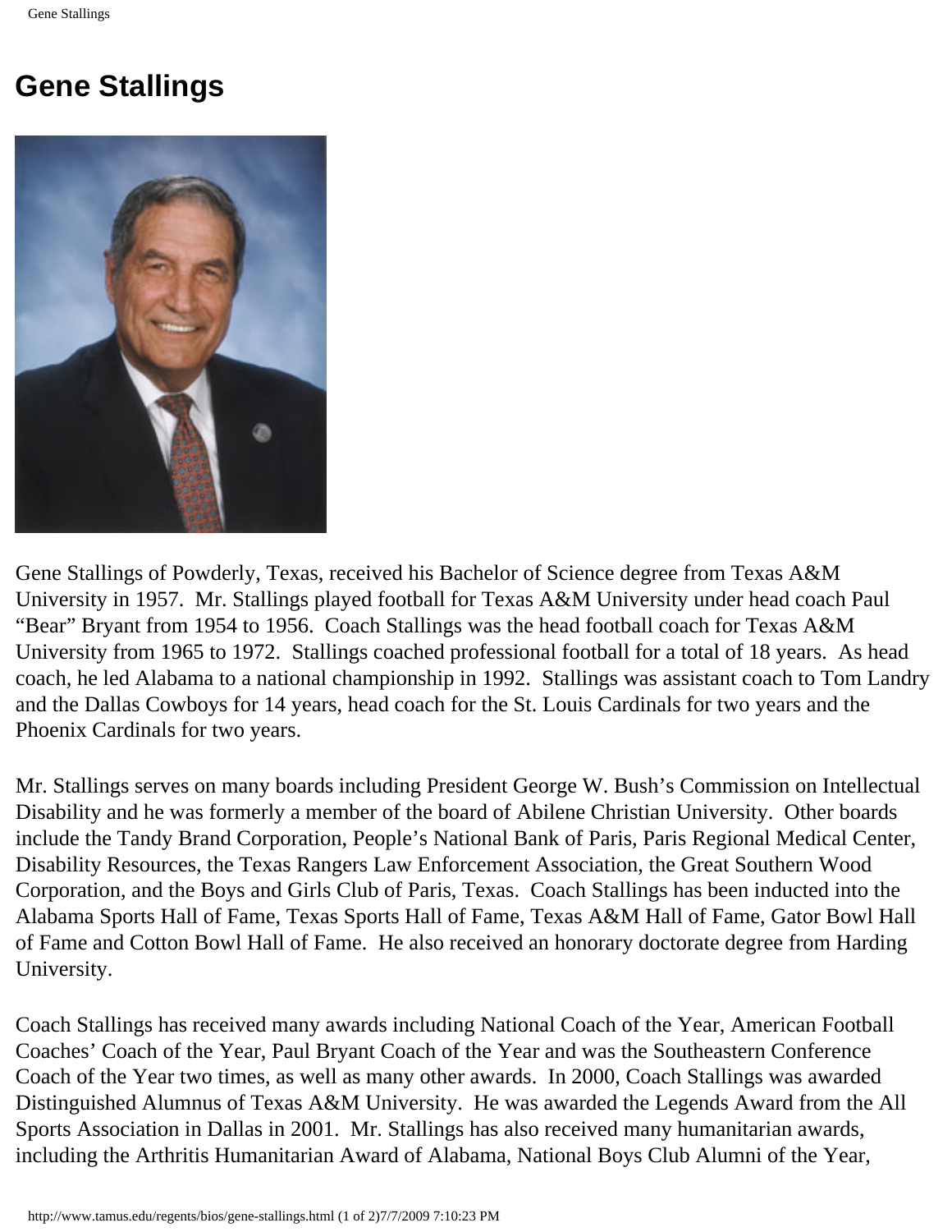# Gene Stallings

Gene Stallings of Powderly, Texas, received his Bachelor of Science degree from Texas A&M University in 1957. Mr. Stallings played football for Texas A&M University under head coach Paul "Bear" Bryant from 1954 to 1956. Coach Stallings was the head football coach for Texas A&M University from 1965 to 1972. Stallings coached professional football for a total of 18 years. As head coach, he led Alabama to a national championship in 1992. Stallings was assistant coach to Tom Landry and the Dallas Cowboys for 14 years, head coach for the St. Louis Cardinals for two years and the Phoenix Cardinals for two years.

Mr. Stallings serves on many boards including President George W. Bush's Commission on Intellectual Disability and he was formerly a member of the board of Abilene Christian University. Other boards include the Tandy Brand Corporation, People's National Bank of Paris, Paris Regional Medical Center, Disability Resources, the Texas Rangers Law Enforcement Association, the Great Southern Wood Corporation, and the Boys and Girls Club of Paris, Texas. Coach Stallings has been inducted into the Alabama Sports Hall of Fame, Texas Sports Hall of Fame, Texas A&M Hall of Fame, Gator Bowl Hall of Fame and Cotton Bowl Hall of Fame. He also received an honorary doctorate degree from Harding University.

Coach Stallings has received many awards including National Coach of the Year, American Football Coaches' Coach of the Year, Paul Bryant Coach of the Year and was the Southeastern Conference Coach of the Year two times, as well as many other awards. In 2000, Coach Stallings was awarded Distinguished Alumnus of Texas A&M University. He was awarded the Legends Award from the All Sports Association in Dallas in 2001. Mr. Stallings has also received many humanitarian awards, including the Arthritis Humanitarian Award of Alabama, National Boys Club Alumni of the Year,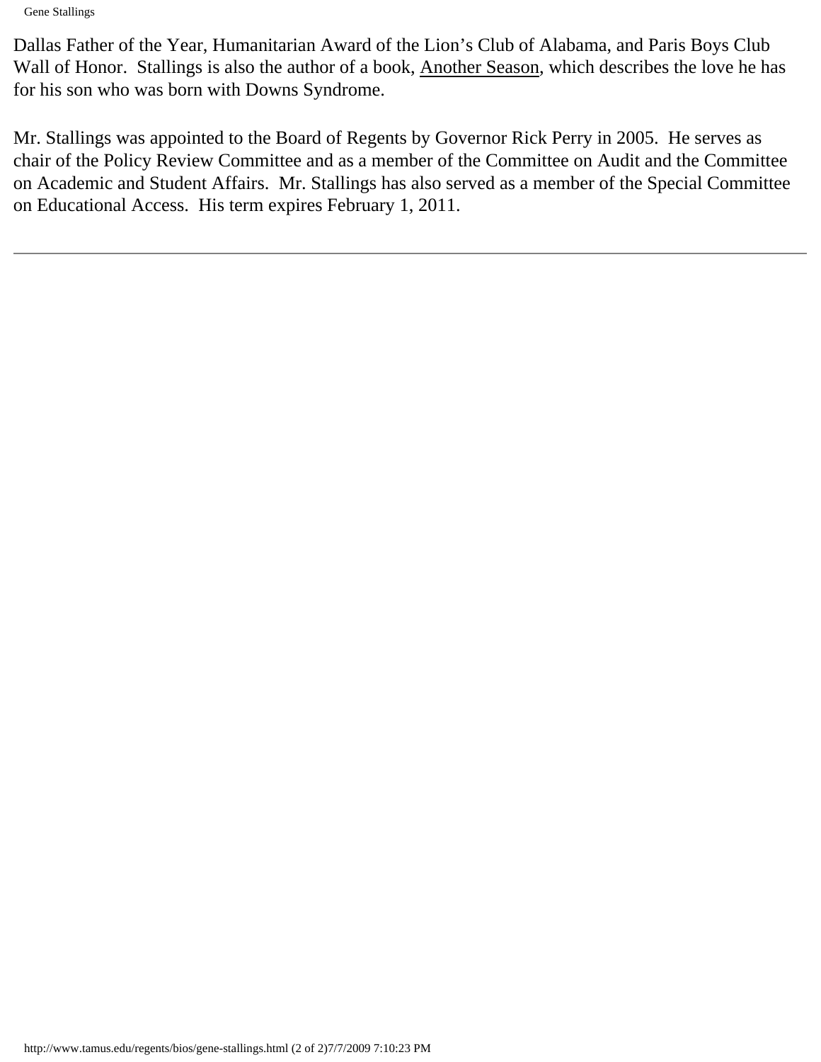Dallas Father of the Year, Humanitarian Award of the Lion's Club of Alabama, and Paris Boys Club Wall of Honor. Stallings is also the author of a book, Another Season, which describes the love he has for his son who was born with Downs Syndrome.

Mr. Stallings was appointed to the Board of Regents by Governor Rick Perry in 2005. He serves as chair of the Policy Review Committee and as a member of the Committee on Audit and the Committee on Academic and Student Affairs. Mr. Stallings has also served as a member of the Special Committee on Educational Access. His term expires February 1, 2011.

---